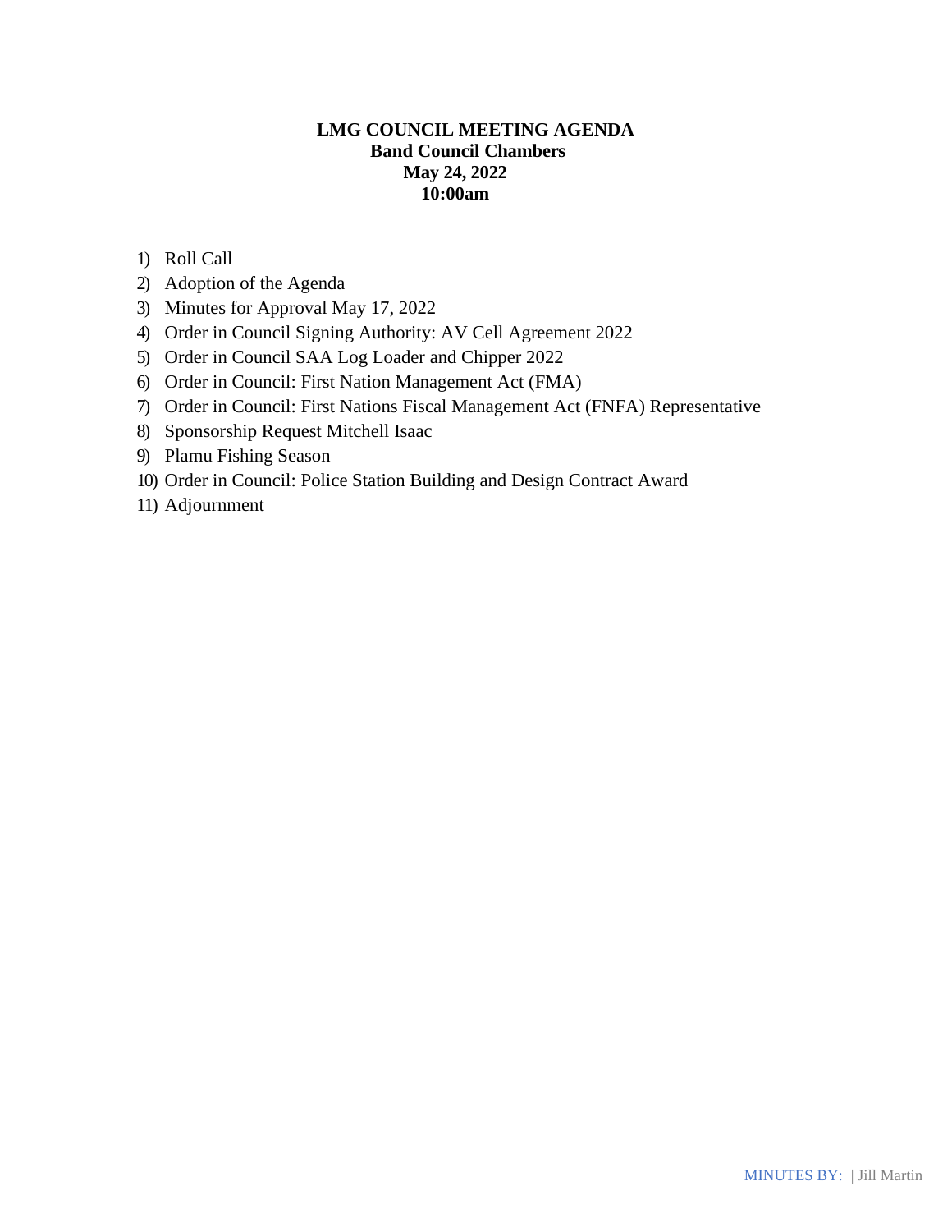**LMG COUNCIL MEETING AGENDA**
**Band Council Chambers**
**May 24, 2022**
**10:00am**

1) Roll Call
2) Adoption of the Agenda
3) Minutes for Approval May 17, 2022
4) Order in Council Signing Authority: AV Cell Agreement 2022
5) Order in Council SAA Log Loader and Chipper 2022
6) Order in Council: First Nation Management Act (FMA)
7) Order in Council: First Nations Fiscal Management Act (FNFA) Representative
8) Sponsorship Request Mitchell Isaac
9) Plamu Fishing Season
10) Order in Council: Police Station Building and Design Contract Award
11) Adjournment

MINUTES BY: | Jill Martin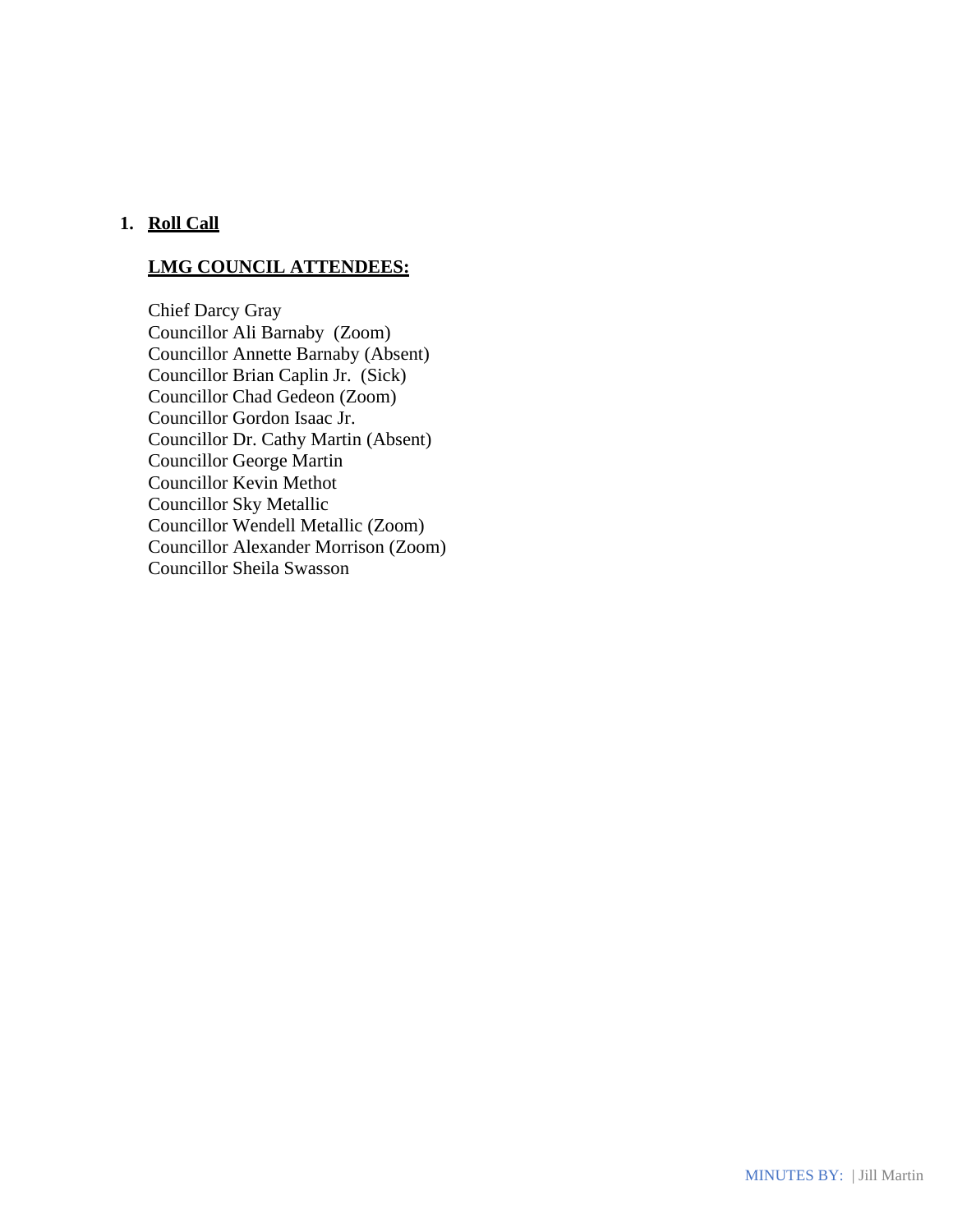1. **<u>Roll Call</u>**

   **<u>LMG COUNCIL ATTENDEES:</u>**

   Chief Darcy Gray
   Councillor Ali Barnaby (Zoom)
   Councillor Annette Barnaby (Absent)
   Councillor Brian Caplin Jr. (Sick)
   Councillor Chad Gedeon (Zoom)
   Councillor Gordon Isaac Jr.
   Councillor Dr. Cathy Martin (Absent)
   Councillor George Martin
   Councillor Kevin Methot
   Councillor Sky Metallic
   Councillor Wendell Metallic (Zoom)
   Councillor Alexander Morrison (Zoom)
   Councillor Sheila Swasson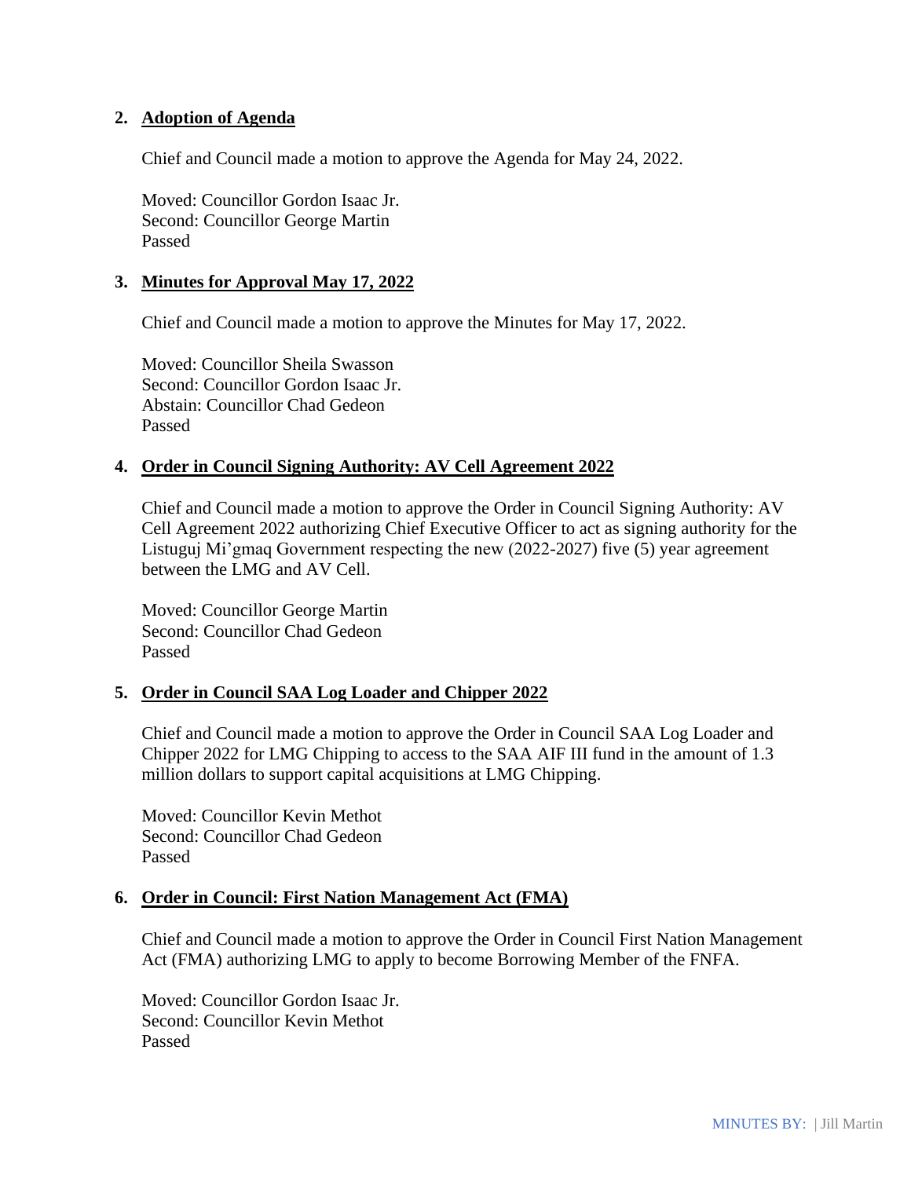## 2. Adoption of Agenda

Chief and Council made a motion to approve the Agenda for May 24, 2022.

Moved: Councillor Gordon Isaac Jr.
Second: Councillor George Martin
Passed

## 3. Minutes for Approval May 17, 2022

Chief and Council made a motion to approve the Minutes for May 17, 2022.

Moved: Councillor Sheila Swasson
Second: Councillor Gordon Isaac Jr.
Abstain: Councillor Chad Gedeon
Passed

## 4. Order in Council Signing Authority: AV Cell Agreement 2022

Chief and Council made a motion to approve the Order in Council Signing Authority: AV Cell Agreement 2022 authorizing Chief Executive Officer to act as signing authority for the Listuguj Mi'gmaq Government respecting the new (2022-2027) five (5) year agreement between the LMG and AV Cell.

Moved: Councillor George Martin
Second: Councillor Chad Gedeon
Passed

## 5. Order in Council SAA Log Loader and Chipper 2022

Chief and Council made a motion to approve the Order in Council SAA Log Loader and Chipper 2022 for LMG Chipping to access to the SAA AIF III fund in the amount of 1.3 million dollars to support capital acquisitions at LMG Chipping.

Moved: Councillor Kevin Methot
Second: Councillor Chad Gedeon
Passed

## 6. Order in Council: First Nation Management Act (FMA)

Chief and Council made a motion to approve the Order in Council First Nation Management Act (FMA) authorizing LMG to apply to become Borrowing Member of the FNFA.

Moved: Councillor Gordon Isaac Jr.
Second: Councillor Kevin Methot
Passed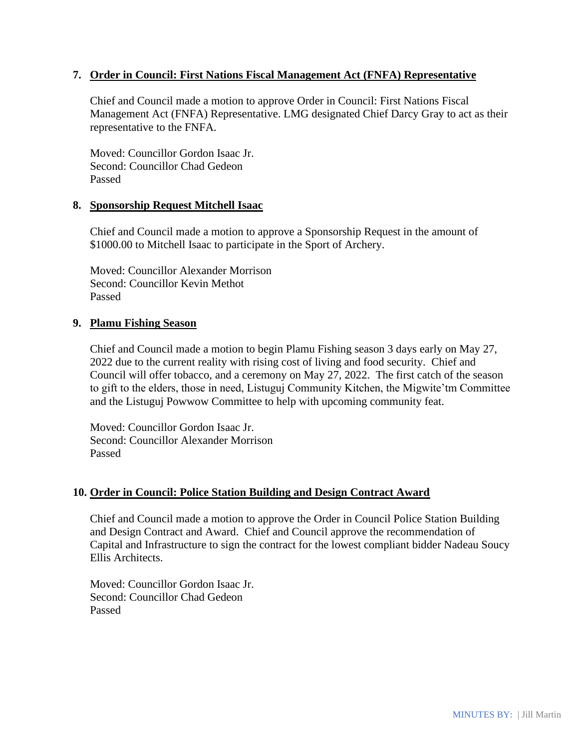**7. Order in Council: First Nations Fiscal Management Act (FNFA) Representative**

Chief and Council made a motion to approve Order in Council: First Nations Fiscal Management Act (FNFA) Representative. LMG designated Chief Darcy Gray to act as their representative to the FNFA.

Moved: Councillor Gordon Isaac Jr.
Second: Councillor Chad Gedeon
Passed

**8. Sponsorship Request Mitchell Isaac**

Chief and Council made a motion to approve a Sponsorship Request in the amount of $1000.00 to Mitchell Isaac to participate in the Sport of Archery.

Moved: Councillor Alexander Morrison
Second: Councillor Kevin Methot
Passed

**9. Plamu Fishing Season**

Chief and Council made a motion to begin Plamu Fishing season 3 days early on May 27, 2022 due to the current reality with rising cost of living and food security. Chief and Council will offer tobacco, and a ceremony on May 27, 2022. The first catch of the season to gift to the elders, those in need, Listuguj Community Kitchen, the Migwite'tm Committee and the Listuguj Powwow Committee to help with upcoming community feat.

Moved: Councillor Gordon Isaac Jr.
Second: Councillor Alexander Morrison
Passed

**10. Order in Council: Police Station Building and Design Contract Award**

Chief and Council made a motion to approve the Order in Council Police Station Building and Design Contract and Award. Chief and Council approve the recommendation of Capital and Infrastructure to sign the contract for the lowest compliant bidder Nadeau Soucy Ellis Architects.

Moved: Councillor Gordon Isaac Jr.
Second: Councillor Chad Gedeon
Passed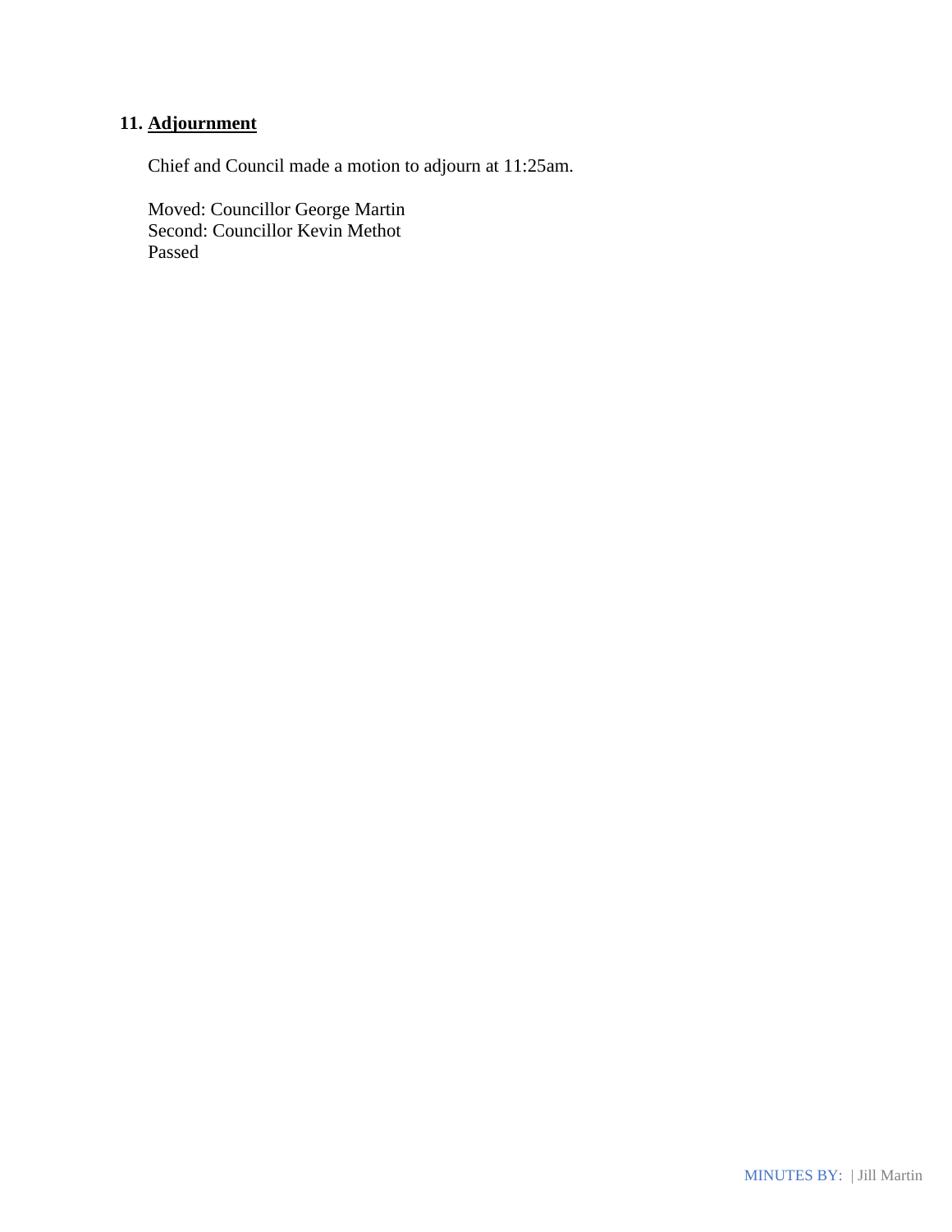**11. Adjournment**

Chief and Council made a motion to adjourn at 11:25am.

Moved: Councillor George Martin
Second: Councillor Kevin Methot
Passed